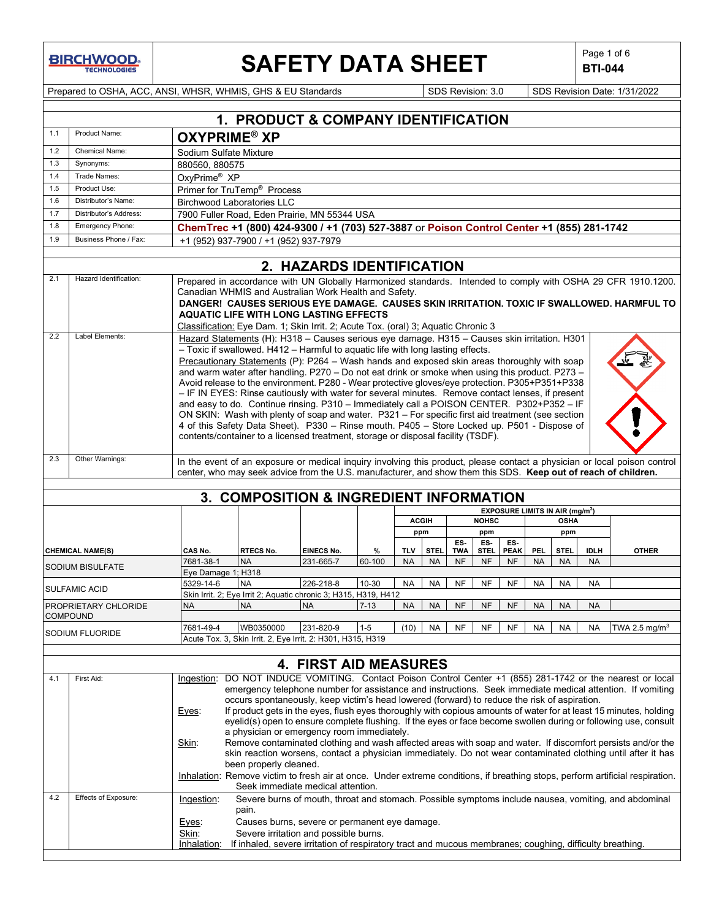# SAFETY DATA SHEET

**BTI-044**

Prepared to OSHA, ACC, ANSI, WHSR, WHMIS, GHS & EU Standards | SDS Revision: 3.0 | SDS Revision Date: 1/31/2022

## 1. PRODUCT & COMPANY IDENTIFICATION

| | | |
|---|---|---|
| 1.1 | Product Name: | **OXYPRIME® XP** |
| 1.2 | Chemical Name: | Sodium Sulfate Mixture |
| 1.3 | Synonyms: | 880560, 880575 |
| 1.4 | Trade Names: | OxyPrime® XP |
| 1.5 | Product Use: | Primer for TruTemp® Process |
| 1.6 | Distributor's Name: | Birchwood Laboratories LLC |
| 1.7 | Distributor's Address: | 7900 Fuller Road, Eden Prairie, MN 55344 USA |
| 1.8 | Emergency Phone: | **ChemTrec +1 (800) 424-9300 / +1 (703) 527-3887 or Poison Control Center +1 (855) 281-1742** |
| 1.9 | Business Phone / Fax: | +1 (952) 937-7900 / +1 (952) 937-7979 |

## 2. HAZARDS IDENTIFICATION

**2.1 Hazard Identification:**

Prepared in accordance with UN Globally Harmonized standards. Intended to comply with OSHA 29 CFR 1910.1200. Canadian WHMIS and Australian Work Health and Safety.

**DANGER! CAUSES SERIOUS EYE DAMAGE. CAUSES SKIN IRRITATION. TOXIC IF SWALLOWED. HARMFUL TO AQUATIC LIFE WITH LONG LASTING EFFECTS**

Classification: Eye Dam. 1; Skin Irrit. 2; Acute Tox. (oral) 3; Aquatic Chronic 3

**2.2 Label Elements:**

Hazard Statements (H): H318 – Causes serious eye damage. H315 – Causes skin irritation. H301 – Toxic if swallowed. H412 – Harmful to aquatic life with long lasting effects.

Precautionary Statements (P): P264 – Wash hands and exposed skin areas thoroughly with soap and warm water after handling. P270 – Do not eat drink or smoke when using this product. P273 – Avoid release to the environment. P280 - Wear protective gloves/eye protection. P305+P351+P338 – IF IN EYES: Rinse cautiously with water for several minutes. Remove contact lenses, if present and easy to do. Continue rinsing. P310 – Immediately call a POISON CENTER. P302+P352 – IF ON SKIN: Wash with plenty of soap and water. P321 – For specific first aid treatment (see section 4 of this Safety Data Sheet). P330 – Rinse mouth. P405 – Store Locked up. P501 - Dispose of contents/container to a licensed treatment, storage or disposal facility (TSDF).

**2.3 Other Warnings:**

In the event of an exposure or medical inquiry involving this product, please contact a physician or local poison control center, who may seek advice from the U.S. manufacturer, and show them this SDS. **Keep out of reach of children.**

## 3. COMPOSITION & INGREDIENT INFORMATION

| | | | | | EXPOSURE LIMITS IN AIR (mg/m³) | | | | | | | | |
|---|---|---|---|---|---|---|---|---|---|---|---|---|---|
| | | | | | ACGIH | | NOHSC | | | OSHA | | | |
| | | | | | ppm | | ppm | | | ppm | | | |
| **CHEMICAL NAME(S)** | **CAS No.** | **RTECS No.** | **EINECS No.** | **%** | **TLV** | **STEL** | **ES-TWA** | **ES-STEL** | **ES-PEAK** | **PEL** | **STEL** | **IDLH** | **OTHER** |
| SODIUM BISULFATE | 7681-38-1 | NA | 231-665-7 | 60-100 | NA | NA | NF | NF | NF | NA | NA | NA | |
| | Eye Damage 1; H318 | | | | | | | | | | | | |
| SULFAMIC ACID | 5329-14-6 | NA | 226-218-8 | 10-30 | NA | NA | NF | NF | NF | NA | NA | NA | |
| | Skin Irrit. 2; Eye Irrit 2; Aquatic chronic 3; H315, H319, H412 | | | | | | | | | | | | |
| PROPRIETARY CHLORIDE COMPOUND | NA | NA | NA | 7-13 | NA | NA | NF | NF | NF | NA | NA | NA | |
| SODIUM FLUORIDE | 7681-49-4 | WB0350000 | 231-820-9 | 1-5 | (10) | NA | NF | NF | NF | NA | NA | NA | TWA 2.5 mg/m³ |
| | Acute Tox. 3, Skin Irrit. 2, Eye Irrit. 2: H301, H315, H319 | | | | | | | | | | | | |

## 4. FIRST AID MEASURES

**4.1 First Aid:**

Ingestion: DO NOT INDUCE VOMITING. Contact Poison Control Center +1 (855) 281-1742 or the nearest or local emergency telephone number for assistance and instructions. Seek immediate medical attention. If vomiting occurs spontaneously, keep victim's head lowered (forward) to reduce the risk of aspiration.

Eyes: If product gets in the eyes, flush eyes thoroughly with copious amounts of water for at least 15 minutes, holding eyelid(s) open to ensure complete flushing. If the eyes or face become swollen during or following use, consult a physician or emergency room immediately.

Skin: Remove contaminated clothing and wash affected areas with soap and water. If discomfort persists and/or the skin reaction worsens, contact a physician immediately. Do not wear contaminated clothing until after it has been properly cleaned.

Inhalation: Remove victim to fresh air at once. Under extreme conditions, if breathing stops, perform artificial respiration. Seek immediate medical attention.

**4.2 Effects of Exposure:**

Ingestion: Severe burns of mouth, throat and stomach. Possible symptoms include nausea, vomiting, and abdominal pain.

Eyes: Causes burns, severe or permanent eye damage.

Skin: Severe irritation and possible burns.

Inhalation: If inhaled, severe irritation of respiratory tract and mucous membranes; coughing, difficulty breathing.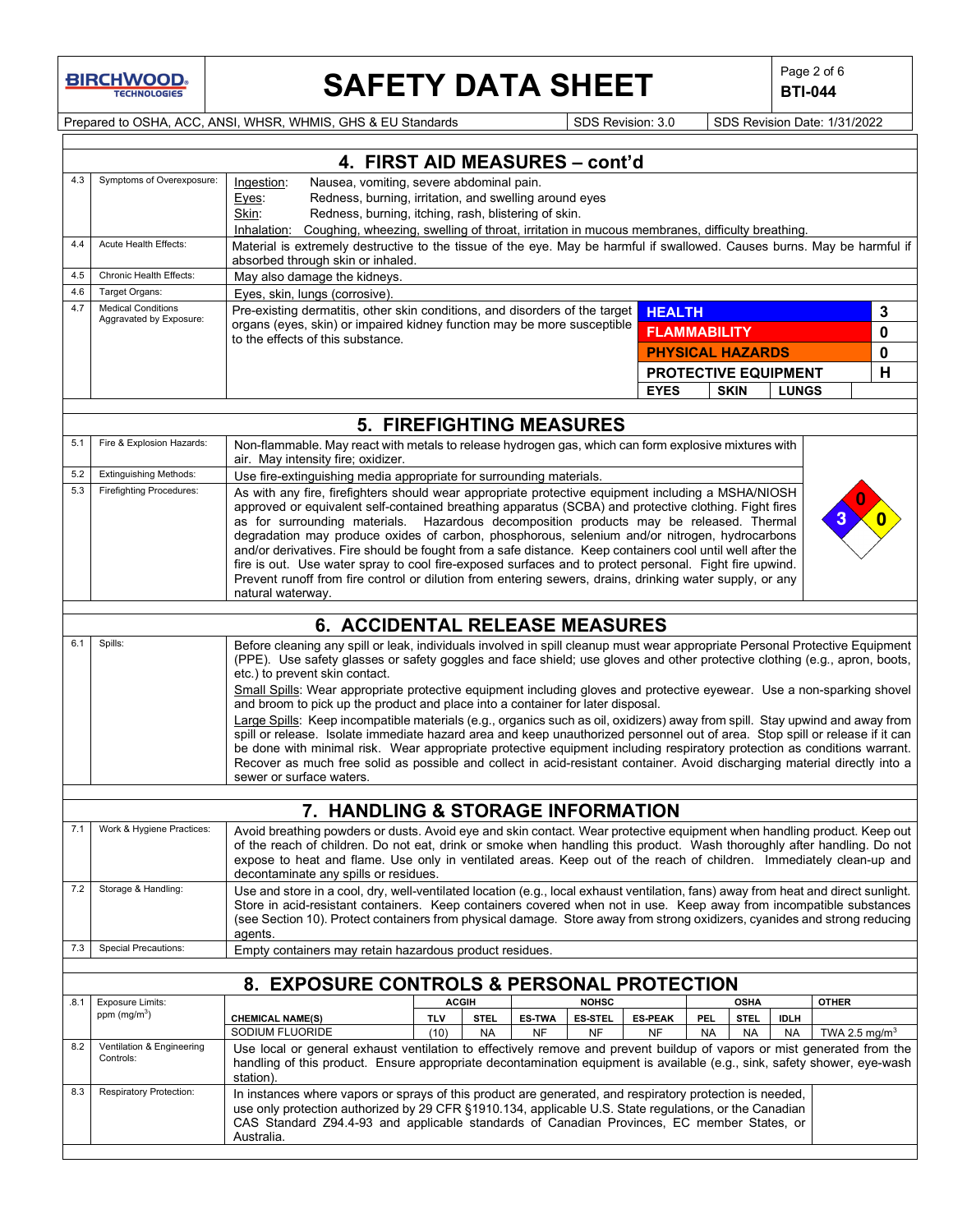## 4. FIRST AID MEASURES – cont'd

| | | |
|---|---|---|
| 4.3 | Symptoms of Overexposure: | Ingestion: Nausea, vomiting, severe abdominal pain.<br>Eyes: Redness, burning, irritation, and swelling around eyes<br>Skin: Redness, burning, itching, rash, blistering of skin.<br>Inhalation: Coughing, wheezing, swelling of throat, irritation in mucous membranes, difficulty breathing. |
| 4.4 | Acute Health Effects: | Material is extremely destructive to the tissue of the eye. May be harmful if swallowed. Causes burns. May be harmful if absorbed through skin or inhaled. |
| 4.5 | Chronic Health Effects: | May also damage the kidneys. |
| 4.6 | Target Organs: | Eyes, skin, lungs (corrosive). |
| 4.7 | Medical Conditions Aggravated by Exposure: | Pre-existing dermatitis, other skin conditions, and disorders of the target organs (eyes, skin) or impaired kidney function may be more susceptible to the effects of this substance. |

| HMIS | |
|---|---|
| HEALTH | 3 |
| FLAMMABILITY | 0 |
| PHYSICAL HAZARDS | 0 |
| PROTECTIVE EQUIPMENT | H |
| EYES / SKIN / LUNGS | |

## 5. FIREFIGHTING MEASURES

| | | |
|---|---|---|
| 5.1 | Fire & Explosion Hazards: | Non-flammable. May react with metals to release hydrogen gas, which can form explosive mixtures with air. May intensify fire; oxidizer. |
| 5.2 | Extinguishing Methods: | Use fire-extinguishing media appropriate for surrounding materials. |
| 5.3 | Firefighting Procedures: | As with any fire, firefighters should wear appropriate protective equipment including a MSHA/NIOSH approved or equivalent self-contained breathing apparatus (SCBA) and protective clothing. Fight fires as for surrounding materials. Hazardous decomposition products may be released. Thermal degradation may produce oxides of carbon, phosphorous, selenium and/or nitrogen, hydrocarbons and/or derivatives. Fire should be fought from a safe distance. Keep containers cool until well after the fire is out. Use water spray to cool fire-exposed surfaces and to protect personal. Fight fire upwind. Prevent runoff from fire control or dilution from entering sewers, drains, drinking water supply, or any natural waterway. |

NFPA: Health 3, Flammability 0, Instability 0

## 6. ACCIDENTAL RELEASE MEASURES

| | | |
|---|---|---|
| 6.1 | Spills: | Before cleaning any spill or leak, individuals involved in spill cleanup must wear appropriate Personal Protective Equipment (PPE). Use safety glasses or safety goggles and face shield; use gloves and other protective clothing (e.g., apron, boots, etc.) to prevent skin contact.<br>Small Spills: Wear appropriate protective equipment including gloves and protective eyewear. Use a non-sparking shovel and broom to pick up the product and place into a container for later disposal.<br>Large Spills: Keep incompatible materials (e.g., organics such as oil, oxidizers) away from spill. Stay upwind and away from spill or release. Isolate immediate hazard area and keep unauthorized personnel out of area. Stop spill or release if it can be done with minimal risk. Wear appropriate protective equipment including respiratory protection as conditions warrant. Recover as much free solid as possible and collect in acid-resistant container. Avoid discharging material directly into a sewer or surface waters. |

## 7. HANDLING & STORAGE INFORMATION

| | | |
|---|---|---|
| 7.1 | Work & Hygiene Practices: | Avoid breathing powders or dusts. Avoid eye and skin contact. Wear protective equipment when handling product. Keep out of the reach of children. Do not eat, drink or smoke when handling this product. Wash thoroughly after handling. Do not expose to heat and flame. Use only in ventilated areas. Keep out of the reach of children. Immediately clean-up and decontaminate any spills or residues. |
| 7.2 | Storage & Handling: | Use and store in a cool, dry, well-ventilated location (e.g., local exhaust ventilation, fans) away from heat and direct sunlight. Store in acid-resistant containers. Keep containers covered when not in use. Keep away from incompatible substances (see Section 10). Protect containers from physical damage. Store away from strong oxidizers, cyanides and strong reducing agents. |
| 7.3 | Special Precautions: | Empty containers may retain hazardous product residues. |

## 8. EXPOSURE CONTROLS & PERSONAL PROTECTION

8.1 Exposure Limits: ppm (mg/m$^3$)

| | ACGIH | | NOHSC | | | OSHA | | | OTHER |
|---|---|---|---|---|---|---|---|---|---|
| CHEMICAL NAME(S) | TLV | STEL | ES-TWA | ES-STEL | ES-PEAK | PEL | STEL | IDLH | |
| SODIUM FLUORIDE | (10) | NA | NF | NF | NF | NA | NA | NA | TWA 2.5 mg/m$^3$ |

| | | |
|---|---|---|
| 8.2 | Ventilation & Engineering Controls: | Use local or general exhaust ventilation to effectively remove and prevent buildup of vapors or mist generated from the handling of this product. Ensure appropriate decontamination equipment is available (e.g., sink, safety shower, eye-wash station). |
| 8.3 | Respiratory Protection: | In instances where vapors or sprays of this product are generated, and respiratory protection is needed, use only protection authorized by 29 CFR §1910.134, applicable U.S. State regulations, or the Canadian CAS Standard Z94.4-93 and applicable standards of Canadian Provinces, EC member States, or Australia. |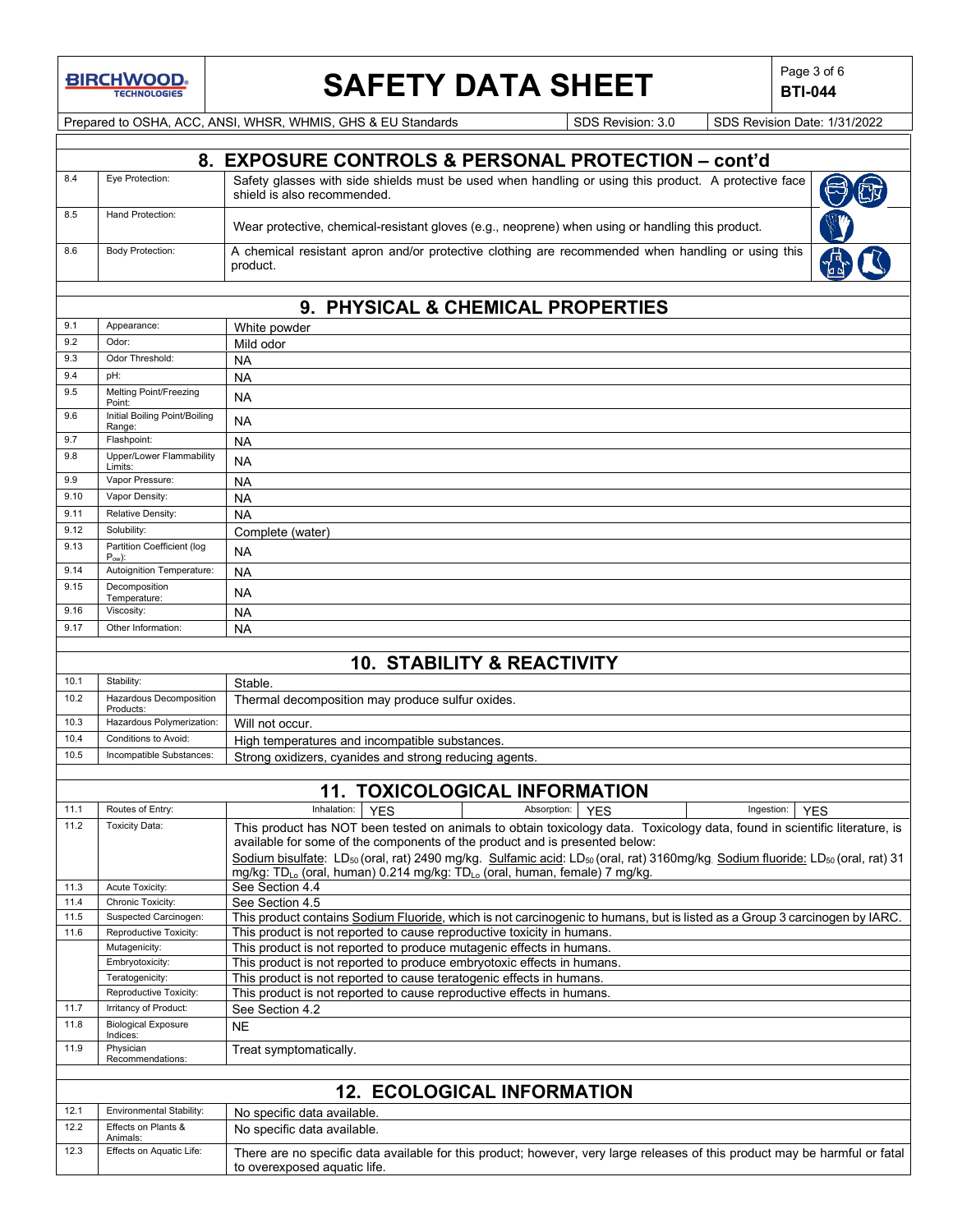## 8. EXPOSURE CONTROLS & PERSONAL PROTECTION – cont'd

| | | |
|---|---|---|
| 8.4 | Eye Protection: | Safety glasses with side shields must be used when handling or using this product. A protective face shield is also recommended. |
| 8.5 | Hand Protection: | Wear protective, chemical-resistant gloves (e.g., neoprene) when using or handling this product. |
| 8.6 | Body Protection: | A chemical resistant apron and/or protective clothing are recommended when handling or using this product. |

## 9. PHYSICAL & CHEMICAL PROPERTIES

| | | |
|---|---|---|
| 9.1 | Appearance: | White powder |
| 9.2 | Odor: | Mild odor |
| 9.3 | Odor Threshold: | NA |
| 9.4 | pH: | NA |
| 9.5 | Melting Point/Freezing Point: | NA |
| 9.6 | Initial Boiling Point/Boiling Range: | NA |
| 9.7 | Flashpoint: | NA |
| 9.8 | Upper/Lower Flammability Limits: | NA |
| 9.9 | Vapor Pressure: | NA |
| 9.10 | Vapor Density: | NA |
| 9.11 | Relative Density: | NA |
| 9.12 | Solubility: | Complete (water) |
| 9.13 | Partition Coefficient (log $P_{ow}$): | NA |
| 9.14 | Autoignition Temperature: | NA |
| 9.15 | Decomposition Temperature: | NA |
| 9.16 | Viscosity: | NA |
| 9.17 | Other Information: | NA |

## 10. STABILITY & REACTIVITY

| | | |
|---|---|---|
| 10.1 | Stability: | Stable. |
| 10.2 | Hazardous Decomposition Products: | Thermal decomposition may produce sulfur oxides. |
| 10.3 | Hazardous Polymerization: | Will not occur. |
| 10.4 | Conditions to Avoid: | High temperatures and incompatible substances. |
| 10.5 | Incompatible Substances: | Strong oxidizers, cyanides and strong reducing agents. |

## 11. TOXICOLOGICAL INFORMATION

| | | |
|---|---|---|
| 11.1 | Routes of Entry: | Inhalation: YES; Absorption: YES; Ingestion: YES |
| 11.2 | Toxicity Data: | This product has NOT been tested on animals to obtain toxicology data. Toxicology data, found in scientific literature, is available for some of the components of the product and is presented below:<br>Sodium bisulfate: $LD_{50}$ (oral, rat) 2490 mg/kg. Sulfamic acid: $LD_{50}$ (oral, rat) 3160mg/kg. Sodium fluoride: $LD_{50}$ (oral, rat) 31 mg/kg: $TD_{Lo}$ (oral, human) 0.214 mg/kg: $TD_{Lo}$ (oral, human, female) 7 mg/kg. |
| 11.3 | Acute Toxicity: | See Section 4.4 |
| 11.4 | Chronic Toxicity: | See Section 4.5 |
| 11.5 | Suspected Carcinogen: | This product contains Sodium Fluoride, which is not carcinogenic to humans, but is listed as a Group 3 carcinogen by IARC. |
| 11.6 | Reproductive Toxicity: | This product is not reported to cause reproductive toxicity in humans. |
| | Mutagenicity: | This product is not reported to produce mutagenic effects in humans. |
| | Embryotoxicity: | This product is not reported to produce embryotoxic effects in humans. |
| | Teratogenicity: | This product is not reported to cause teratogenic effects in humans. |
| | Reproductive Toxicity: | This product is not reported to cause reproductive effects in humans. |
| 11.7 | Irritancy of Product: | See Section 4.2 |
| 11.8 | Biological Exposure Indices: | NE |
| 11.9 | Physician Recommendations: | Treat symptomatically. |

## 12. ECOLOGICAL INFORMATION

| | | |
|---|---|---|
| 12.1 | Environmental Stability: | No specific data available. |
| 12.2 | Effects on Plants & Animals: | No specific data available. |
| 12.3 | Effects on Aquatic Life: | There are no specific data available for this product; however, very large releases of this product may be harmful or fatal to overexposed aquatic life. |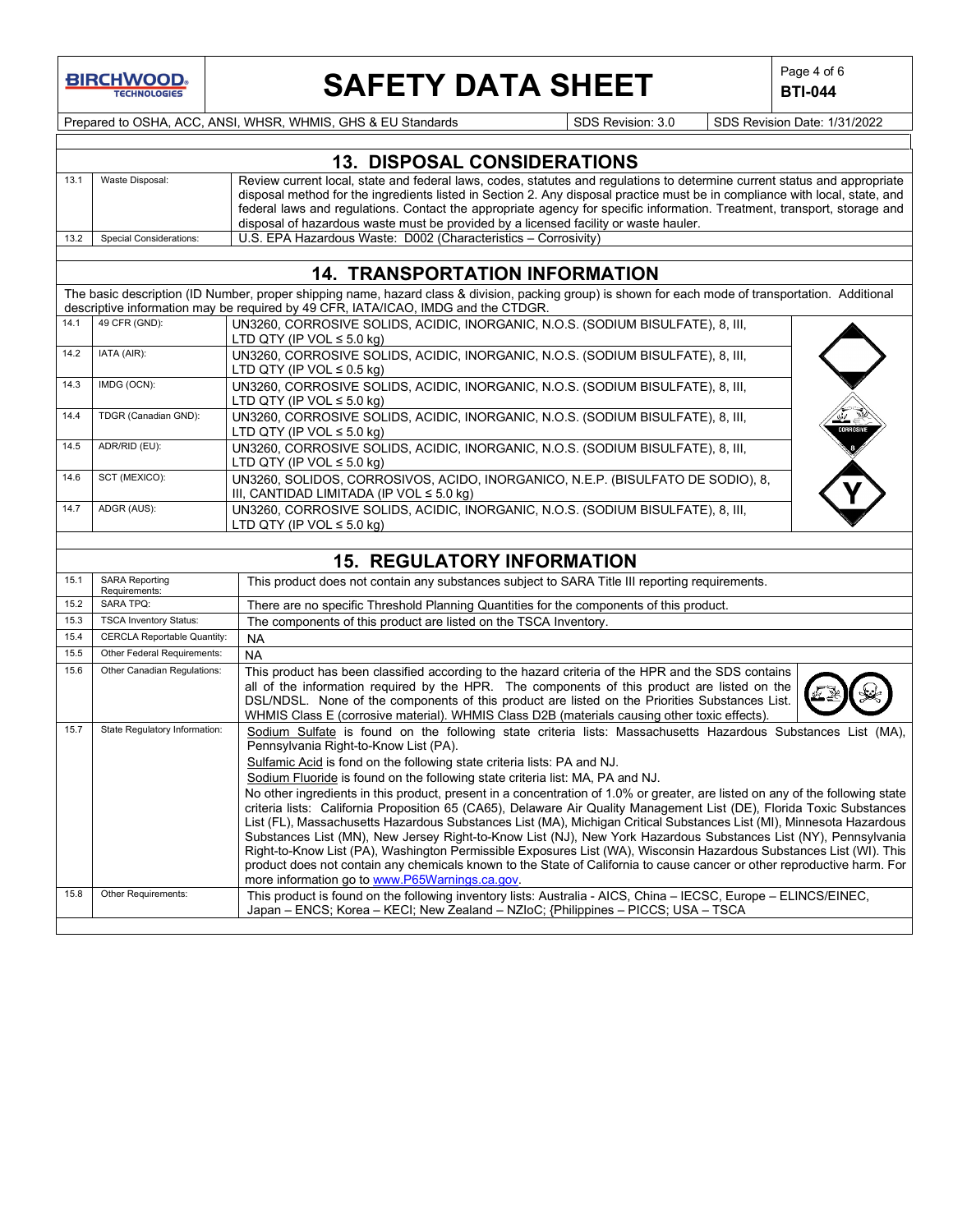## 13. DISPOSAL CONSIDERATIONS

| | | |
|---|---|---|
| 13.1 | Waste Disposal: | Review current local, state and federal laws, codes, statutes and regulations to determine current status and appropriate disposal method for the ingredients listed in Section 2. Any disposal practice must be in compliance with local, state, and federal laws and regulations. Contact the appropriate agency for specific information. Treatment, transport, storage and disposal of hazardous waste must be provided by a licensed facility or waste hauler. |
| 13.2 | Special Considerations: | U.S. EPA Hazardous Waste: D002 (Characteristics – Corrosivity) |

## 14. TRANSPORTATION INFORMATION

The basic description (ID Number, proper shipping name, hazard class & division, packing group) is shown for each mode of transportation. Additional descriptive information may be required by 49 CFR, IATA/ICAO, IMDG and the CTDGR.

| | | |
|---|---|---|
| 14.1 | 49 CFR (GND): | UN3260, CORROSIVE SOLIDS, ACIDIC, INORGANIC, N.O.S. (SODIUM BISULFATE), 8, III, LTD QTY (IP VOL ≤ 5.0 kg) |
| 14.2 | IATA (AIR): | UN3260, CORROSIVE SOLIDS, ACIDIC, INORGANIC, N.O.S. (SODIUM BISULFATE), 8, III, LTD QTY (IP VOL ≤ 0.5 kg) |
| 14.3 | IMDG (OCN): | UN3260, CORROSIVE SOLIDS, ACIDIC, INORGANIC, N.O.S. (SODIUM BISULFATE), 8, III, LTD QTY (IP VOL ≤ 5.0 kg) |
| 14.4 | TDGR (Canadian GND): | UN3260, CORROSIVE SOLIDS, ACIDIC, INORGANIC, N.O.S. (SODIUM BISULFATE), 8, III, LTD QTY (IP VOL ≤ 5.0 kg) |
| 14.5 | ADR/RID (EU): | UN3260, CORROSIVE SOLIDS, ACIDIC, INORGANIC, N.O.S. (SODIUM BISULFATE), 8, III, LTD QTY (IP VOL ≤ 5.0 kg) |
| 14.6 | SCT (MEXICO): | UN3260, SOLIDOS, CORROSIVOS, ACIDO, INORGANICO, N.E.P. (BISULFATO DE SODIO), 8, III, CANTIDAD LIMITADA (IP VOL ≤ 5.0 kg) |
| 14.7 | ADGR (AUS): | UN3260, CORROSIVE SOLIDS, ACIDIC, INORGANIC, N.O.S. (SODIUM BISULFATE), 8, III, LTD QTY (IP VOL ≤ 5.0 kg) |

## 15. REGULATORY INFORMATION

| | | |
|---|---|---|
| 15.1 | SARA Reporting Requirements: | This product does not contain any substances subject to SARA Title III reporting requirements. |
| 15.2 | SARA TPQ: | There are no specific Threshold Planning Quantities for the components of this product. |
| 15.3 | TSCA Inventory Status: | The components of this product are listed on the TSCA Inventory. |
| 15.4 | CERCLA Reportable Quantity: | NA |
| 15.5 | Other Federal Requirements: | NA |
| 15.6 | Other Canadian Regulations: | This product has been classified according to the hazard criteria of the HPR and the SDS contains all of the information required by the HPR. The components of this product are listed on the DSL/NDSL. None of the components of this product are listed on the Priorities Substances List. WHMIS Class E (corrosive material). WHMIS Class D2B (materials causing other toxic effects). |
| 15.7 | State Regulatory Information: | Sodium Sulfate is found on the following state criteria lists: Massachusetts Hazardous Substances List (MA), Pennsylvania Right-to-Know List (PA).<br>Sulfamic Acid is fond on the following state criteria lists: PA and NJ.<br>Sodium Fluoride is found on the following state criteria list: MA, PA and NJ.<br>No other ingredients in this product, present in a concentration of 1.0% or greater, are listed on any of the following state criteria lists: California Proposition 65 (CA65), Delaware Air Quality Management List (DE), Florida Toxic Substances List (FL), Massachusetts Hazardous Substances List (MA), Michigan Critical Substances List (MI), Minnesota Hazardous Substances List (MN), New Jersey Right-to-Know List (NJ), New York Hazardous Substances List (NY), Pennsylvania Right-to-Know List (PA), Washington Permissible Exposures List (WA), Wisconsin Hazardous Substances List (WI). This product does not contain any chemicals known to the State of California to cause cancer or other reproductive harm. For more information go to www.P65Warnings.ca.gov. |
| 15.8 | Other Requirements: | This product is found on the following inventory lists: Australia - AICS, China – IECSC, Europe – ELINCS/EINEC, Japan – ENCS; Korea – KECI; New Zealand – NZIoC; {Philippines – PICCS; USA – TSCA |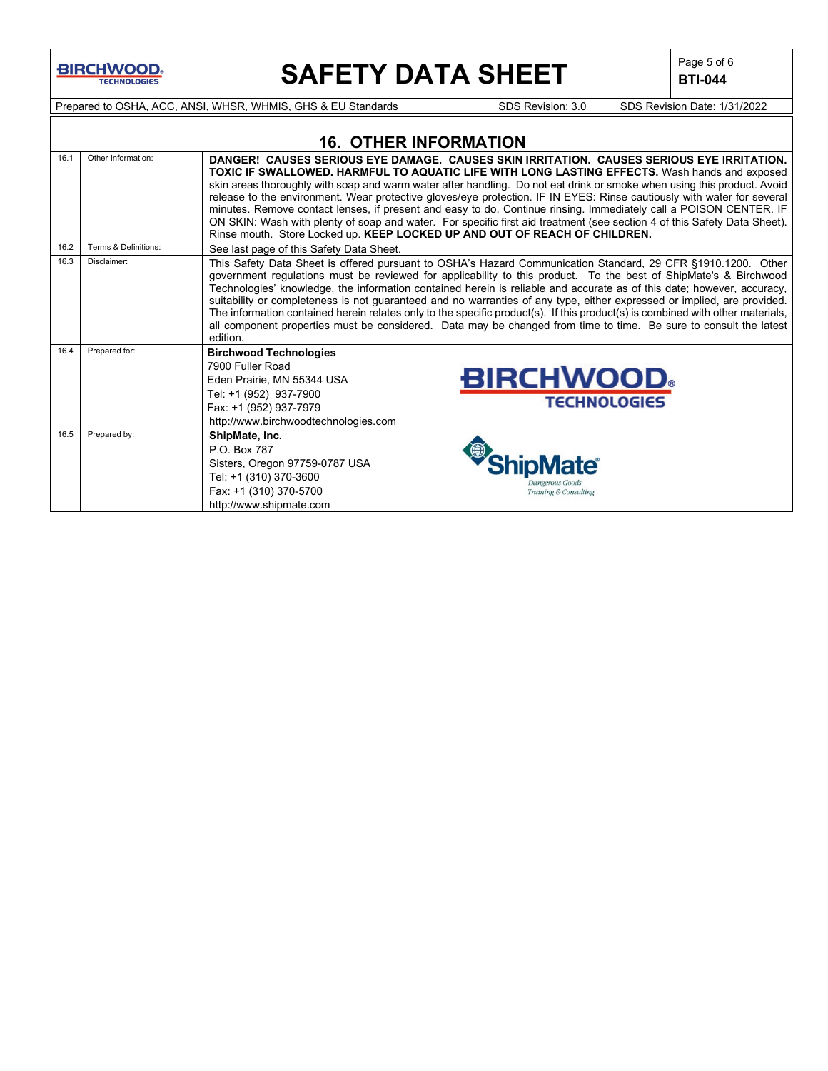## 16. OTHER INFORMATION

| | | |
|---|---|---|
| 16.1 | Other Information: | **DANGER! CAUSES SERIOUS EYE DAMAGE. CAUSES SKIN IRRITATION. CAUSES SERIOUS EYE IRRITATION. TOXIC IF SWALLOWED. HARMFUL TO AQUATIC LIFE WITH LONG LASTING EFFECTS.** Wash hands and exposed skin areas thoroughly with soap and warm water after handling. Do not eat drink or smoke when using this product. Avoid release to the environment. Wear protective gloves/eye protection. IF IN EYES: Rinse cautiously with water for several minutes. Remove contact lenses, if present and easy to do. Continue rinsing. Immediately call a POISON CENTER. IF ON SKIN: Wash with plenty of soap and water. For specific first aid treatment (see section 4 of this Safety Data Sheet). Rinse mouth. Store Locked up. **KEEP LOCKED UP AND OUT OF REACH OF CHILDREN.** |
| 16.2 | Terms & Definitions: | See last page of this Safety Data Sheet. |
| 16.3 | Disclaimer: | This Safety Data Sheet is offered pursuant to OSHA's Hazard Communication Standard, 29 CFR §1910.1200. Other government regulations must be reviewed for applicability to this product. To the best of ShipMate's & Birchwood Technologies' knowledge, the information contained herein is reliable and accurate as of this date; however, accuracy, suitability or completeness is not guaranteed and no warranties of any type, either expressed or implied, are provided. The information contained herein relates only to the specific product(s). If this product(s) is combined with other materials, all component properties must be considered. Data may be changed from time to time. Be sure to consult the latest edition. |
| 16.4 | Prepared for: | **Birchwood Technologies**<br>7900 Fuller Road<br>Eden Prairie, MN 55344 USA<br>Tel: +1 (952) 937-7900<br>Fax: +1 (952) 937-7979<br>http://www.birchwoodtechnologies.com |
| 16.5 | Prepared by: | **ShipMate, Inc.**<br>P.O. Box 787<br>Sisters, Oregon 97759-0787 USA<br>Tel: +1 (310) 370-3600<br>Fax: +1 (310) 370-5700<br>http://www.shipmate.com |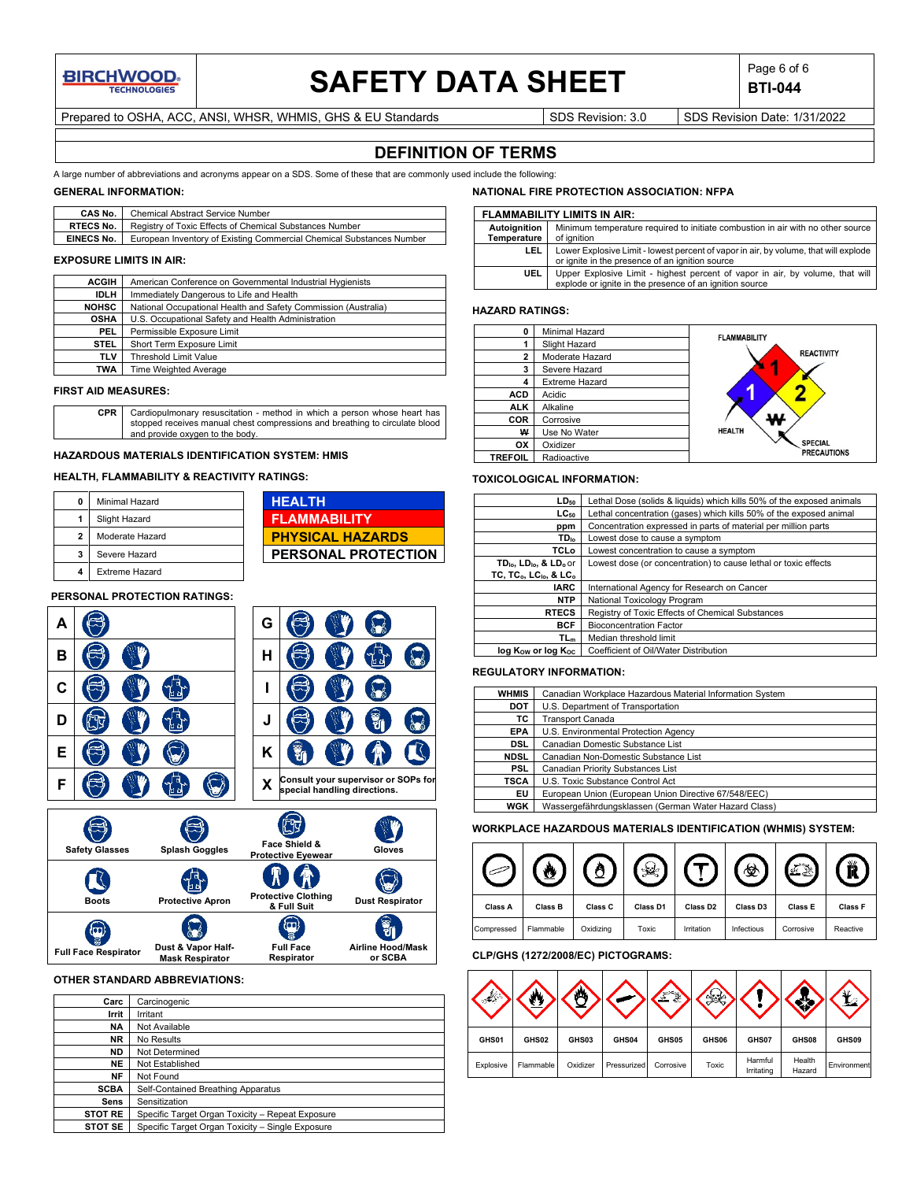# SAFETY DATA SHEET

BTI-044

Prepared to OSHA, ACC, ANSI, WHSR, WHMIS, GHS & EU Standards | SDS Revision: 3.0 | SDS Revision Date: 1/31/2022

## DEFINITION OF TERMS

A large number of abbreviations and acronyms appear on a SDS. Some of these that are commonly used include the following:

### GENERAL INFORMATION:

| | |
|---|---|
| CAS No. | Chemical Abstract Service Number |
| RTECS No. | Registry of Toxic Effects of Chemical Substances Number |
| EINECS No. | European Inventory of Existing Commercial Chemical Substances Number |

### EXPOSURE LIMITS IN AIR:

| | |
|---|---|
| ACGIH | American Conference on Governmental Industrial Hygienists |
| IDLH | Immediately Dangerous to Life and Health |
| NOHSC | National Occupational Health and Safety Commission (Australia) |
| OSHA | U.S. Occupational Safety and Health Administration |
| PEL | Permissible Exposure Limit |
| STEL | Short Term Exposure Limit |
| TLV | Threshold Limit Value |
| TWA | Time Weighted Average |

### FIRST AID MEASURES:

| | |
|---|---|
| CPR | Cardiopulmonary resuscitation - method in which a person whose heart has stopped receives manual chest compressions and breathing to circulate blood and provide oxygen to the body. |

### HAZARDOUS MATERIALS IDENTIFICATION SYSTEM: HMIS

### HEALTH, FLAMMABILITY & REACTIVITY RATINGS:

| | |
|---|---|
| 0 | Minimal Hazard |
| 1 | Slight Hazard |
| 2 | Moderate Hazard |
| 3 | Severe Hazard |
| 4 | Extreme Hazard |

HEALTH
FLAMMABILITY
PHYSICAL HAZARDS
PERSONAL PROTECTION

### PERSONAL PROTECTION RATINGS:

A B C D E F G H I J K

X Consult your supervisor or SOPs for special handling directions.

Safety Glasses, Splash Goggles, Face Shield & Protective Eyewear, Gloves, Boots, Protective Apron, Protective Clothing & Full Suit, Dust Respirator, Full Face Respirator, Dust & Vapor Half-Mask Respirator, Full Face Respirator, Airline Hood/Mask or SCBA

### OTHER STANDARD ABBREVIATIONS:

| | |
|---|---|
| Carc | Carcinogenic |
| Irrit | Irritant |
| NA | Not Available |
| NR | No Results |
| ND | Not Determined |
| NE | Not Established |
| NF | Not Found |
| SCBA | Self-Contained Breathing Apparatus |
| Sens | Sensitization |
| STOT RE | Specific Target Organ Toxicity – Repeat Exposure |
| STOT SE | Specific Target Organ Toxicity – Single Exposure |

### NATIONAL FIRE PROTECTION ASSOCIATION: NFPA

| FLAMMABILITY LIMITS IN AIR: | |
|---|---|
| Autoignition Temperature | Minimum temperature required to initiate combustion in air with no other source of ignition |
| LEL | Lower Explosive Limit - lowest percent of vapor in air, by volume, that will explode or ignite in the presence of an ignition source |
| UEL | Upper Explosive Limit - highest percent of vapor in air, by volume, that will explode or ignite in the presence of an ignition source |

### HAZARD RATINGS:

| | |
|---|---|
| 0 | Minimal Hazard |
| 1 | Slight Hazard |
| 2 | Moderate Hazard |
| 3 | Severe Hazard |
| 4 | Extreme Hazard |
| ACD | Acidic |
| ALK | Alkaline |
| COR | Corrosive |
| ~~W~~ | Use No Water |
| OX | Oxidizer |
| TREFOIL | Radioactive |

FLAMMABILITY
REACTIVITY
HEALTH
SPECIAL PRECAUTIONS

### TOXICOLOGICAL INFORMATION:

| | |
|---|---|
| $LD_{50}$ | Lethal Dose (solids & liquids) which kills 50% of the exposed animals |
| $LC_{50}$ | Lethal concentration (gases) which kills 50% of the exposed animal |
| ppm | Concentration expressed in parts of material per million parts |
| $TD_{lo}$ | Lowest dose to cause a symptom |
| TCLo | Lowest concentration to cause a symptom |
| $TD_{lo}$, $LD_{lo}$, & $LD_o$ or TC, $TC_o$, $LC_{lo}$, & $LC_o$ | Lowest dose (or concentration) to cause lethal or toxic effects |
| IARC | International Agency for Research on Cancer |
| NTP | National Toxicology Program |
| RTECS | Registry of Toxic Effects of Chemical Substances |
| BCF | Bioconcentration Factor |
| $TL_m$ | Median threshold limit |
| log $K_{OW}$ or log $K_{OC}$ | Coefficient of Oil/Water Distribution |

### REGULATORY INFORMATION:

| | |
|---|---|
| WHMIS | Canadian Workplace Hazardous Material Information System |
| DOT | U.S. Department of Transportation |
| TC | Transport Canada |
| EPA | U.S. Environmental Protection Agency |
| DSL | Canadian Domestic Substance List |
| NDSL | Canadian Non-Domestic Substance List |
| PSL | Canadian Priority Substances List |
| TSCA | U.S. Toxic Substance Control Act |
| EU | European Union (European Union Directive 67/548/EEC) |
| WGK | Wassergefährdungsklassen (German Water Hazard Class) |

### WORKPLACE HAZARDOUS MATERIALS IDENTIFICATION (WHMIS) SYSTEM:

| Class A | Class B | Class C | Class D1 | Class D2 | Class D3 | Class E | Class F |
|---|---|---|---|---|---|---|---|
| Compressed | Flammable | Oxidizing | Toxic | Irritation | Infectious | Corrosive | Reactive |

### CLP/GHS (1272/2008/EC) PICTOGRAMS:

| GHS01 | GHS02 | GHS03 | GHS04 | GHS05 | GHS06 | GHS07 | GHS08 | GHS09 |
|---|---|---|---|---|---|---|---|---|
| Explosive | Flammable | Oxidizer | Pressurized | Corrosive | Toxic | Harmful Irritating | Health Hazard | Environment |